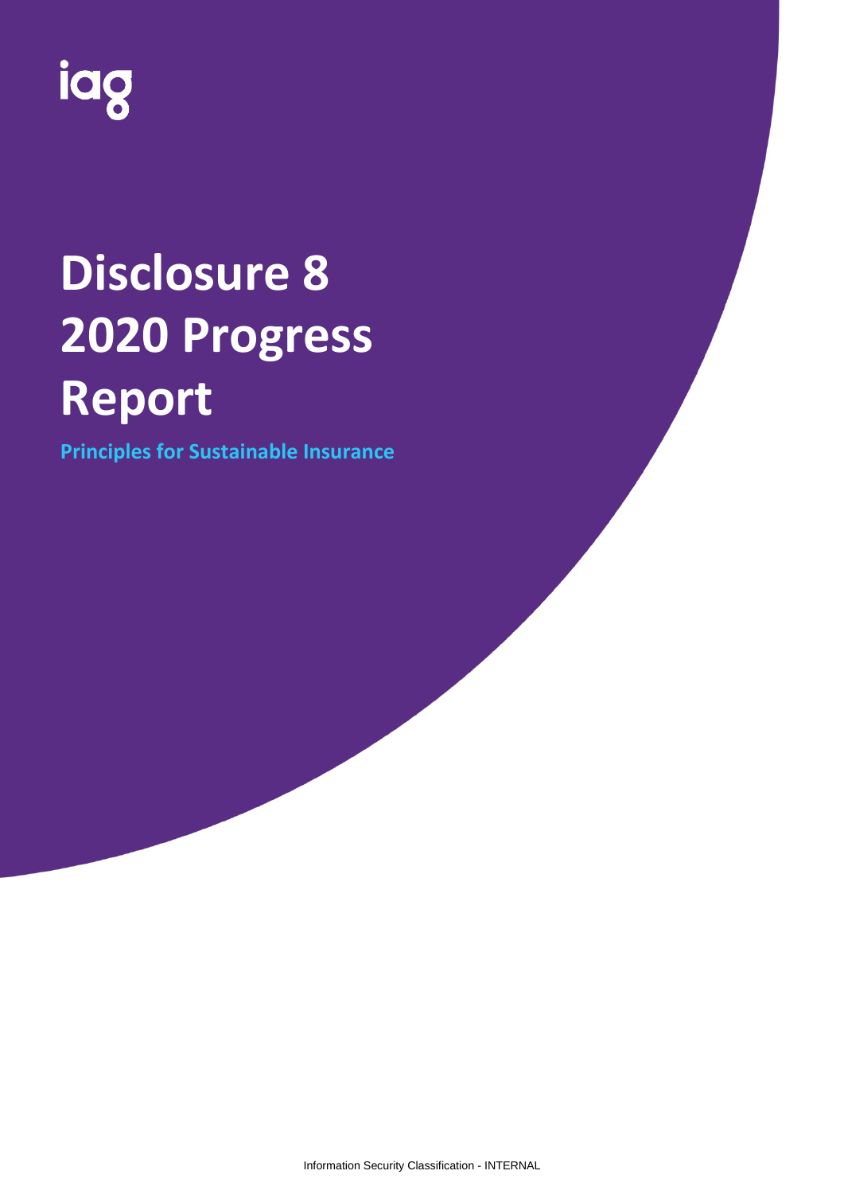iag

# Disclosure 8 2020 Progress Report

**Principles for Sustainable Insurance**

Information Security Classification - INTERNAL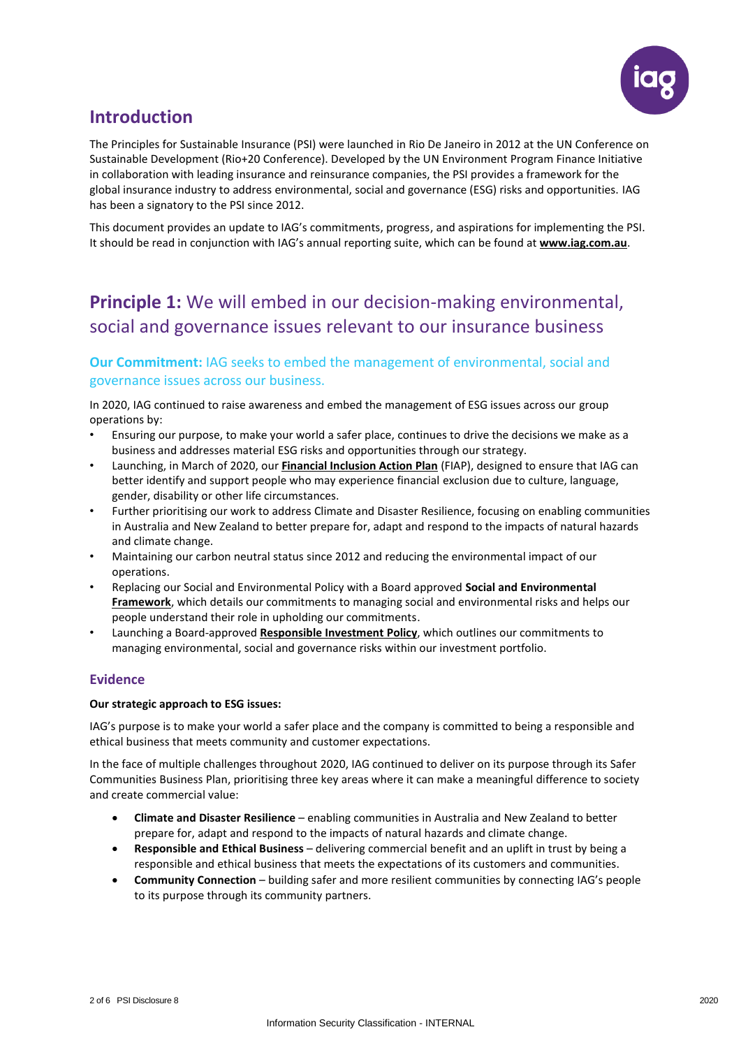## Introduction

The Principles for Sustainable Insurance (PSI) were launched in Rio De Janeiro in 2012 at the UN Conference on Sustainable Development (Rio+20 Conference). Developed by the UN Environment Program Finance Initiative in collaboration with leading insurance and reinsurance companies, the PSI provides a framework for the global insurance industry to address environmental, social and governance (ESG) risks and opportunities. IAG has been a signatory to the PSI since 2012.

This document provides an update to IAG's commitments, progress, and aspirations for implementing the PSI. It should be read in conjunction with IAG's annual reporting suite, which can be found at **www.iag.com.au**.

## **Principle 1:** We will embed in our decision-making environmental, social and governance issues relevant to our insurance business

### **Our Commitment:** IAG seeks to embed the management of environmental, social and governance issues across our business.

In 2020, IAG continued to raise awareness and embed the management of ESG issues across our group operations by:

- Ensuring our purpose, to make your world a safer place, continues to drive the decisions we make as a business and addresses material ESG risks and opportunities through our strategy.
- Launching, in March of 2020, our **Financial Inclusion Action Plan** (FIAP), designed to ensure that IAG can better identify and support people who may experience financial exclusion due to culture, language, gender, disability or other life circumstances.
- Further prioritising our work to address Climate and Disaster Resilience, focusing on enabling communities in Australia and New Zealand to better prepare for, adapt and respond to the impacts of natural hazards and climate change.
- Maintaining our carbon neutral status since 2012 and reducing the environmental impact of our operations.
- Replacing our Social and Environmental Policy with a Board approved **Social and Environmental Framework**, which details our commitments to managing social and environmental risks and helps our people understand their role in upholding our commitments.
- Launching a Board-approved **Responsible Investment Policy**, which outlines our commitments to managing environmental, social and governance risks within our investment portfolio.

### Evidence

**Our strategic approach to ESG issues:**

IAG's purpose is to make your world a safer place and the company is committed to being a responsible and ethical business that meets community and customer expectations.

In the face of multiple challenges throughout 2020, IAG continued to deliver on its purpose through its Safer Communities Business Plan, prioritising three key areas where it can make a meaningful difference to society and create commercial value:

- **Climate and Disaster Resilience** – enabling communities in Australia and New Zealand to better prepare for, adapt and respond to the impacts of natural hazards and climate change.
- **Responsible and Ethical Business** – delivering commercial benefit and an uplift in trust by being a responsible and ethical business that meets the expectations of its customers and communities.
- **Community Connection** – building safer and more resilient communities by connecting IAG's people to its purpose through its community partners.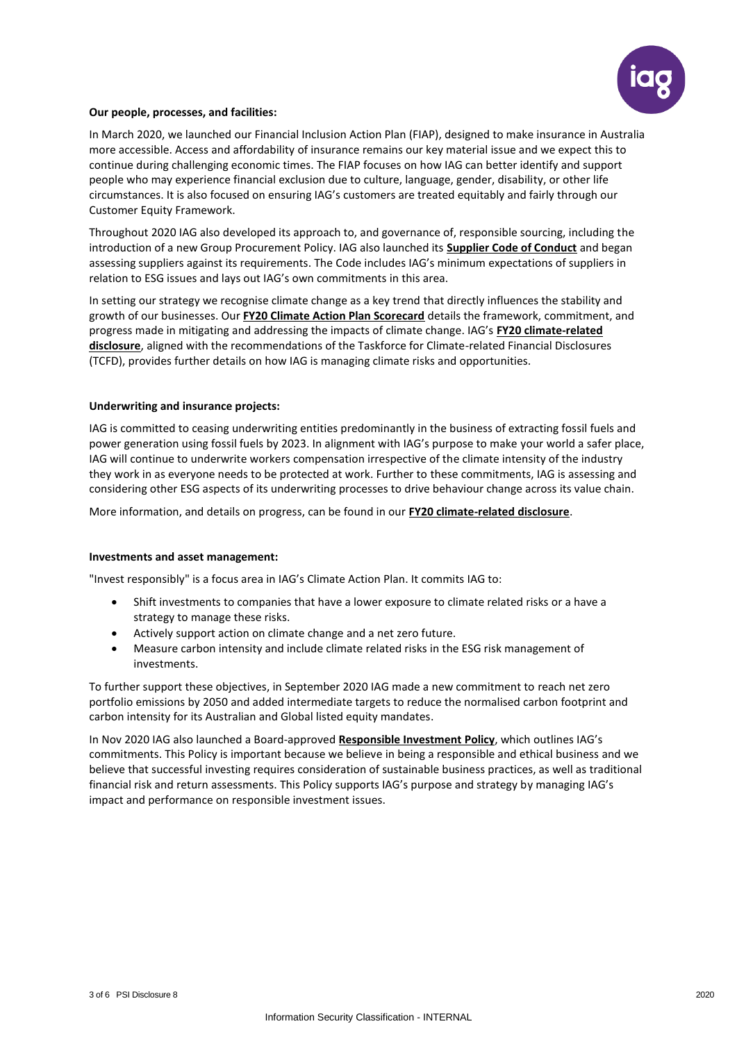**Our people, processes, and facilities:**

In March 2020, we launched our Financial Inclusion Action Plan (FIAP), designed to make insurance in Australia more accessible. Access and affordability of insurance remains our key material issue and we expect this to continue during challenging economic times. The FIAP focuses on how IAG can better identify and support people who may experience financial exclusion due to culture, language, gender, disability, or other life circumstances. It is also focused on ensuring IAG's customers are treated equitably and fairly through our Customer Equity Framework.

Throughout 2020 IAG also developed its approach to, and governance of, responsible sourcing, including the introduction of a new Group Procurement Policy. IAG also launched its **Supplier Code of Conduct** and began assessing suppliers against its requirements. The Code includes IAG's minimum expectations of suppliers in relation to ESG issues and lays out IAG's own commitments in this area.

In setting our strategy we recognise climate change as a key trend that directly influences the stability and growth of our businesses. Our **FY20 Climate Action Plan Scorecard** details the framework, commitment, and progress made in mitigating and addressing the impacts of climate change. IAG's **FY20 climate-related disclosure**, aligned with the recommendations of the Taskforce for Climate-related Financial Disclosures (TCFD), provides further details on how IAG is managing climate risks and opportunities.

**Underwriting and insurance projects:**

IAG is committed to ceasing underwriting entities predominantly in the business of extracting fossil fuels and power generation using fossil fuels by 2023. In alignment with IAG's purpose to make your world a safer place, IAG will continue to underwrite workers compensation irrespective of the climate intensity of the industry they work in as everyone needs to be protected at work. Further to these commitments, IAG is assessing and considering other ESG aspects of its underwriting processes to drive behaviour change across its value chain.

More information, and details on progress, can be found in our **FY20 climate-related disclosure**.

**Investments and asset management:**

"Invest responsibly" is a focus area in IAG's Climate Action Plan. It commits IAG to:

- Shift investments to companies that have a lower exposure to climate related risks or a have a strategy to manage these risks.
- Actively support action on climate change and a net zero future.
- Measure carbon intensity and include climate related risks in the ESG risk management of investments.

To further support these objectives, in September 2020 IAG made a new commitment to reach net zero portfolio emissions by 2050 and added intermediate targets to reduce the normalised carbon footprint and carbon intensity for its Australian and Global listed equity mandates.

In Nov 2020 IAG also launched a Board-approved **Responsible Investment Policy**, which outlines IAG's commitments. This Policy is important because we believe in being a responsible and ethical business and we believe that successful investing requires consideration of sustainable business practices, as well as traditional financial risk and return assessments. This Policy supports IAG's purpose and strategy by managing IAG's impact and performance on responsible investment issues.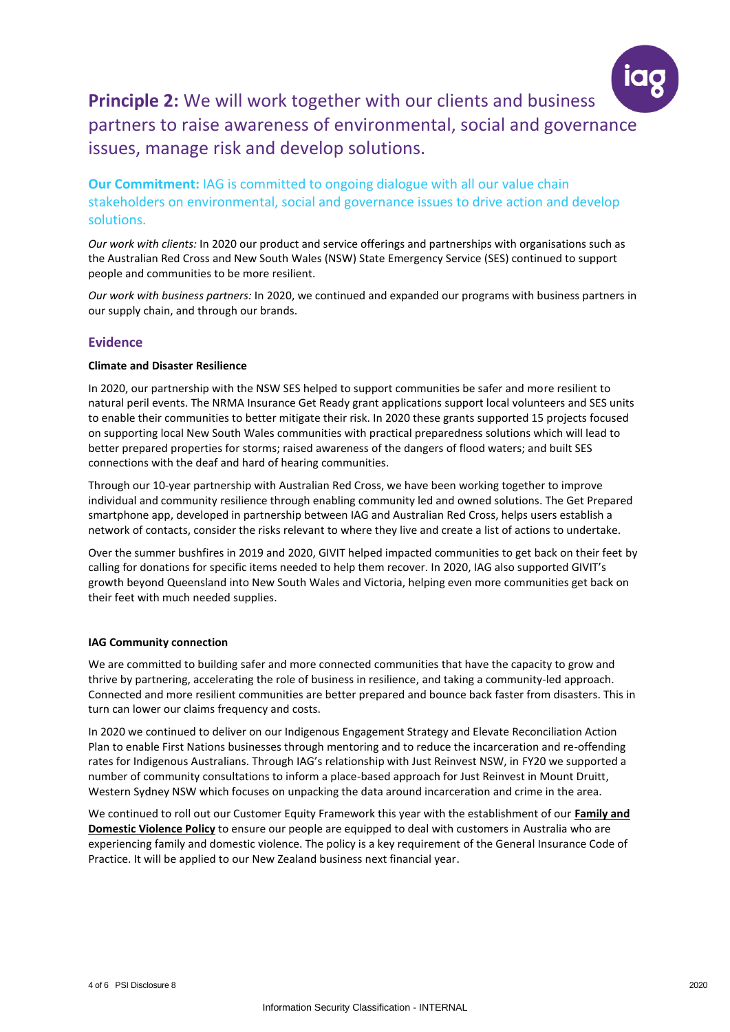## **Principle 2:** We will work together with our clients and business partners to raise awareness of environmental, social and governance issues, manage risk and develop solutions.

### **Our Commitment:** IAG is committed to ongoing dialogue with all our value chain stakeholders on environmental, social and governance issues to drive action and develop solutions.

*Our work with clients:* In 2020 our product and service offerings and partnerships with organisations such as the Australian Red Cross and New South Wales (NSW) State Emergency Service (SES) continued to support people and communities to be more resilient.

*Our work with business partners:* In 2020, we continued and expanded our programs with business partners in our supply chain, and through our brands.

### Evidence

#### Climate and Disaster Resilience

In 2020, our partnership with the NSW SES helped to support communities be safer and more resilient to natural peril events. The NRMA Insurance Get Ready grant applications support local volunteers and SES units to enable their communities to better mitigate their risk. In 2020 these grants supported 15 projects focused on supporting local New South Wales communities with practical preparedness solutions which will lead to better prepared properties for storms; raised awareness of the dangers of flood waters; and built SES connections with the deaf and hard of hearing communities.

Through our 10-year partnership with Australian Red Cross, we have been working together to improve individual and community resilience through enabling community led and owned solutions. The Get Prepared smartphone app, developed in partnership between IAG and Australian Red Cross, helps users establish a network of contacts, consider the risks relevant to where they live and create a list of actions to undertake.

Over the summer bushfires in 2019 and 2020, GIVIT helped impacted communities to get back on their feet by calling for donations for specific items needed to help them recover. In 2020, IAG also supported GIVIT's growth beyond Queensland into New South Wales and Victoria, helping even more communities get back on their feet with much needed supplies.

#### IAG Community connection

We are committed to building safer and more connected communities that have the capacity to grow and thrive by partnering, accelerating the role of business in resilience, and taking a community-led approach. Connected and more resilient communities are better prepared and bounce back faster from disasters. This in turn can lower our claims frequency and costs.

In 2020 we continued to deliver on our Indigenous Engagement Strategy and Elevate Reconciliation Action Plan to enable First Nations businesses through mentoring and to reduce the incarceration and re-offending rates for Indigenous Australians. Through IAG's relationship with Just Reinvest NSW, in FY20 we supported a number of community consultations to inform a place-based approach for Just Reinvest in Mount Druitt, Western Sydney NSW which focuses on unpacking the data around incarceration and crime in the area.

We continued to roll out our Customer Equity Framework this year with the establishment of our **Family and Domestic Violence Policy** to ensure our people are equipped to deal with customers in Australia who are experiencing family and domestic violence. The policy is a key requirement of the General Insurance Code of Practice. It will be applied to our New Zealand business next financial year.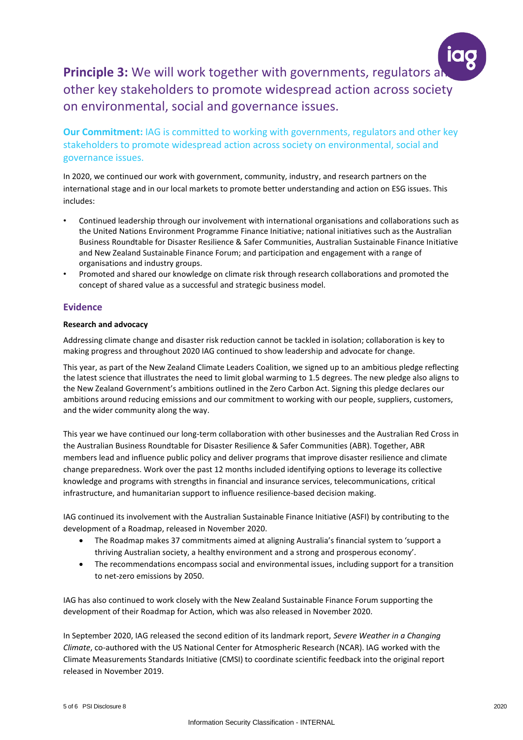## **Principle 3:** We will work together with governments, regulators and other key stakeholders to promote widespread action across society on environmental, social and governance issues.

**Our Commitment:** IAG is committed to working with governments, regulators and other key stakeholders to promote widespread action across society on environmental, social and governance issues.

In 2020, we continued our work with government, community, industry, and research partners on the international stage and in our local markets to promote better understanding and action on ESG issues. This includes:

- Continued leadership through our involvement with international organisations and collaborations such as the United Nations Environment Programme Finance Initiative; national initiatives such as the Australian Business Roundtable for Disaster Resilience & Safer Communities, Australian Sustainable Finance Initiative and New Zealand Sustainable Finance Forum; and participation and engagement with a range of organisations and industry groups.
- Promoted and shared our knowledge on climate risk through research collaborations and promoted the concept of shared value as a successful and strategic business model.

### Evidence

**Research and advocacy**

Addressing climate change and disaster risk reduction cannot be tackled in isolation; collaboration is key to making progress and throughout 2020 IAG continued to show leadership and advocate for change.

This year, as part of the New Zealand Climate Leaders Coalition, we signed up to an ambitious pledge reflecting the latest science that illustrates the need to limit global warming to 1.5 degrees. The new pledge also aligns to the New Zealand Government's ambitions outlined in the Zero Carbon Act. Signing this pledge declares our ambitions around reducing emissions and our commitment to working with our people, suppliers, customers, and the wider community along the way.

This year we have continued our long-term collaboration with other businesses and the Australian Red Cross in the Australian Business Roundtable for Disaster Resilience & Safer Communities (ABR). Together, ABR members lead and influence public policy and deliver programs that improve disaster resilience and climate change preparedness. Work over the past 12 months included identifying options to leverage its collective knowledge and programs with strengths in financial and insurance services, telecommunications, critical infrastructure, and humanitarian support to influence resilience-based decision making.

IAG continued its involvement with the Australian Sustainable Finance Initiative (ASFI) by contributing to the development of a Roadmap, released in November 2020.

- The Roadmap makes 37 commitments aimed at aligning Australia's financial system to 'support a thriving Australian society, a healthy environment and a strong and prosperous economy'.
- The recommendations encompass social and environmental issues, including support for a transition to net-zero emissions by 2050.

IAG has also continued to work closely with the New Zealand Sustainable Finance Forum supporting the development of their Roadmap for Action, which was also released in November 2020.

In September 2020, IAG released the second edition of its landmark report, *Severe Weather in a Changing Climate*, co-authored with the US National Center for Atmospheric Research (NCAR). IAG worked with the Climate Measurements Standards Initiative (CMSI) to coordinate scientific feedback into the original report released in November 2019.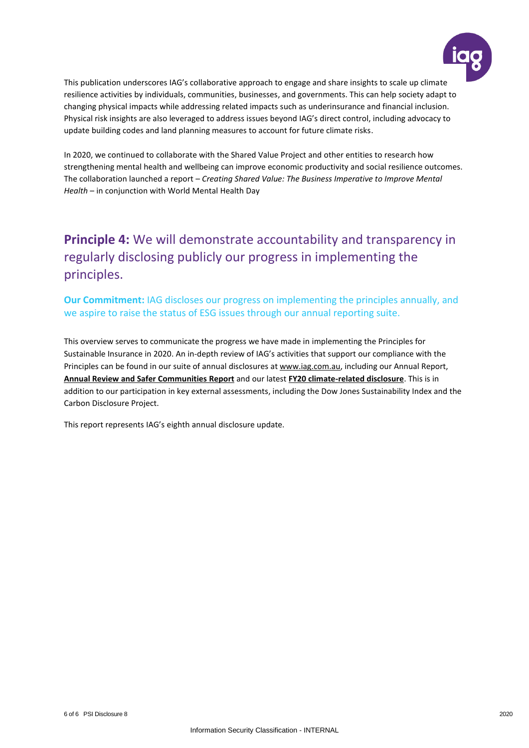This publication underscores IAG's collaborative approach to engage and share insights to scale up climate resilience activities by individuals, communities, businesses, and governments. This can help society adapt to changing physical impacts while addressing related impacts such as underinsurance and financial inclusion. Physical risk insights are also leveraged to address issues beyond IAG's direct control, including advocacy to update building codes and land planning measures to account for future climate risks.

In 2020, we continued to collaborate with the Shared Value Project and other entities to research how strengthening mental health and wellbeing can improve economic productivity and social resilience outcomes. The collaboration launched a report – *Creating Shared Value: The Business Imperative to Improve Mental Health* – in conjunction with World Mental Health Day

## **Principle 4:** We will demonstrate accountability and transparency in regularly disclosing publicly our progress in implementing the principles.

**Our Commitment:** IAG discloses our progress on implementing the principles annually, and we aspire to raise the status of ESG issues through our annual reporting suite.

This overview serves to communicate the progress we have made in implementing the Principles for Sustainable Insurance in 2020. An in-depth review of IAG's activities that support our compliance with the Principles can be found in our suite of annual disclosures at www.iag.com.au, including our Annual Report, **Annual Review and Safer Communities Report** and our latest **FY20 climate-related disclosure**. This is in addition to our participation in key external assessments, including the Dow Jones Sustainability Index and the Carbon Disclosure Project.

This report represents IAG's eighth annual disclosure update.